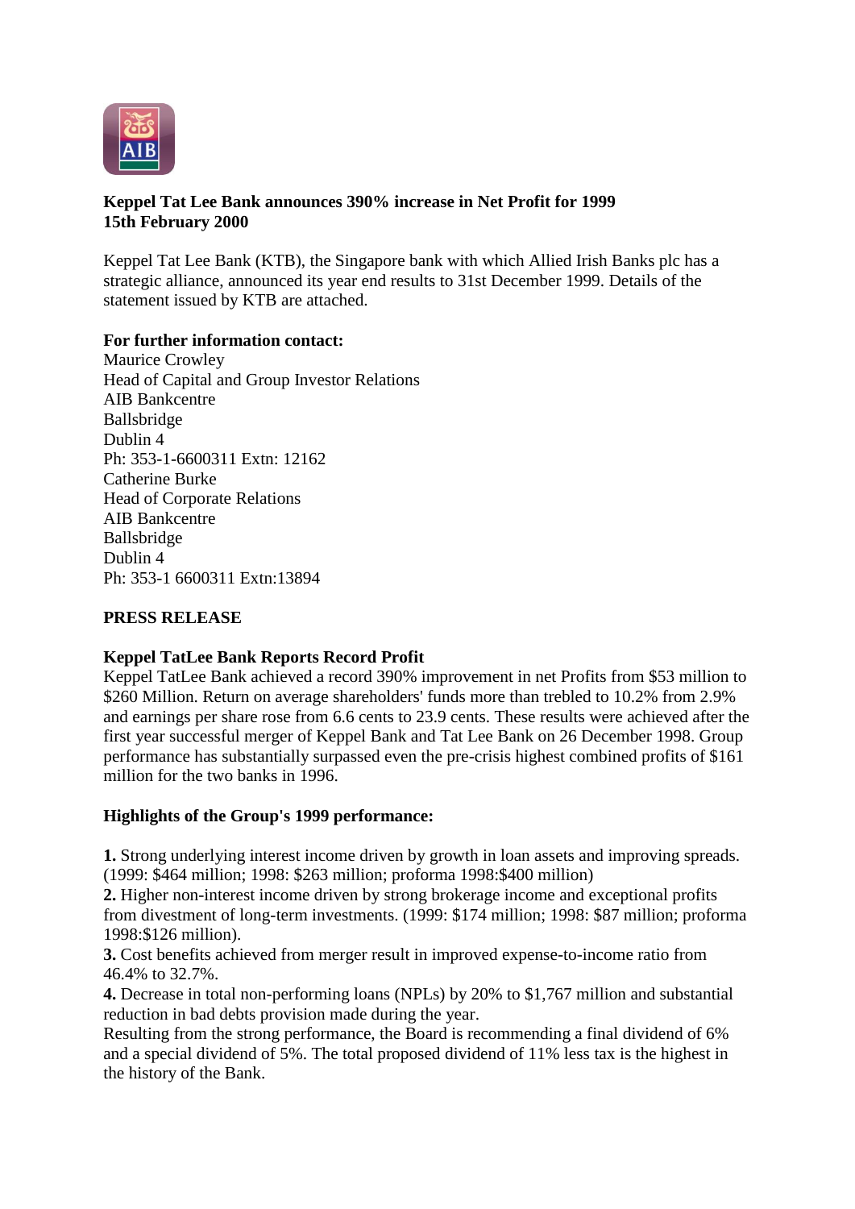**Keppel Tat Lee Bank announces 390% increase in Net Profit for 1999**
**15th February 2000**

Keppel Tat Lee Bank (KTB), the Singapore bank with which Allied Irish Banks plc has a strategic alliance, announced its year end results to 31st December 1999. Details of the statement issued by KTB are attached.

**For further information contact:**
Maurice Crowley
Head of Capital and Group Investor Relations
AIB Bankcentre
Ballsbridge
Dublin 4
Ph: 353-1-6600311 Extn: 12162
Catherine Burke
Head of Corporate Relations
AIB Bankcentre
Ballsbridge
Dublin 4
Ph: 353-1 6600311 Extn:13894

**PRESS RELEASE**

**Keppel TatLee Bank Reports Record Profit**
Keppel TatLee Bank achieved a record 390% improvement in net Profits from $53 million to $260 Million. Return on average shareholders' funds more than trebled to 10.2% from 2.9% and earnings per share rose from 6.6 cents to 23.9 cents. These results were achieved after the first year successful merger of Keppel Bank and Tat Lee Bank on 26 December 1998. Group performance has substantially surpassed even the pre-crisis highest combined profits of $161 million for the two banks in 1996.

**Highlights of the Group's 1999 performance:**

**1.** Strong underlying interest income driven by growth in loan assets and improving spreads. (1999: $464 million; 1998: $263 million; proforma 1998:$400 million)
**2.** Higher non-interest income driven by strong brokerage income and exceptional profits from divestment of long-term investments. (1999: $174 million; 1998: $87 million; proforma 1998:$126 million).
**3.** Cost benefits achieved from merger result in improved expense-to-income ratio from 46.4% to 32.7%.
**4.** Decrease in total non-performing loans (NPLs) by 20% to $1,767 million and substantial reduction in bad debts provision made during the year.
Resulting from the strong performance, the Board is recommending a final dividend of 6% and a special dividend of 5%. The total proposed dividend of 11% less tax is the highest in the history of the Bank.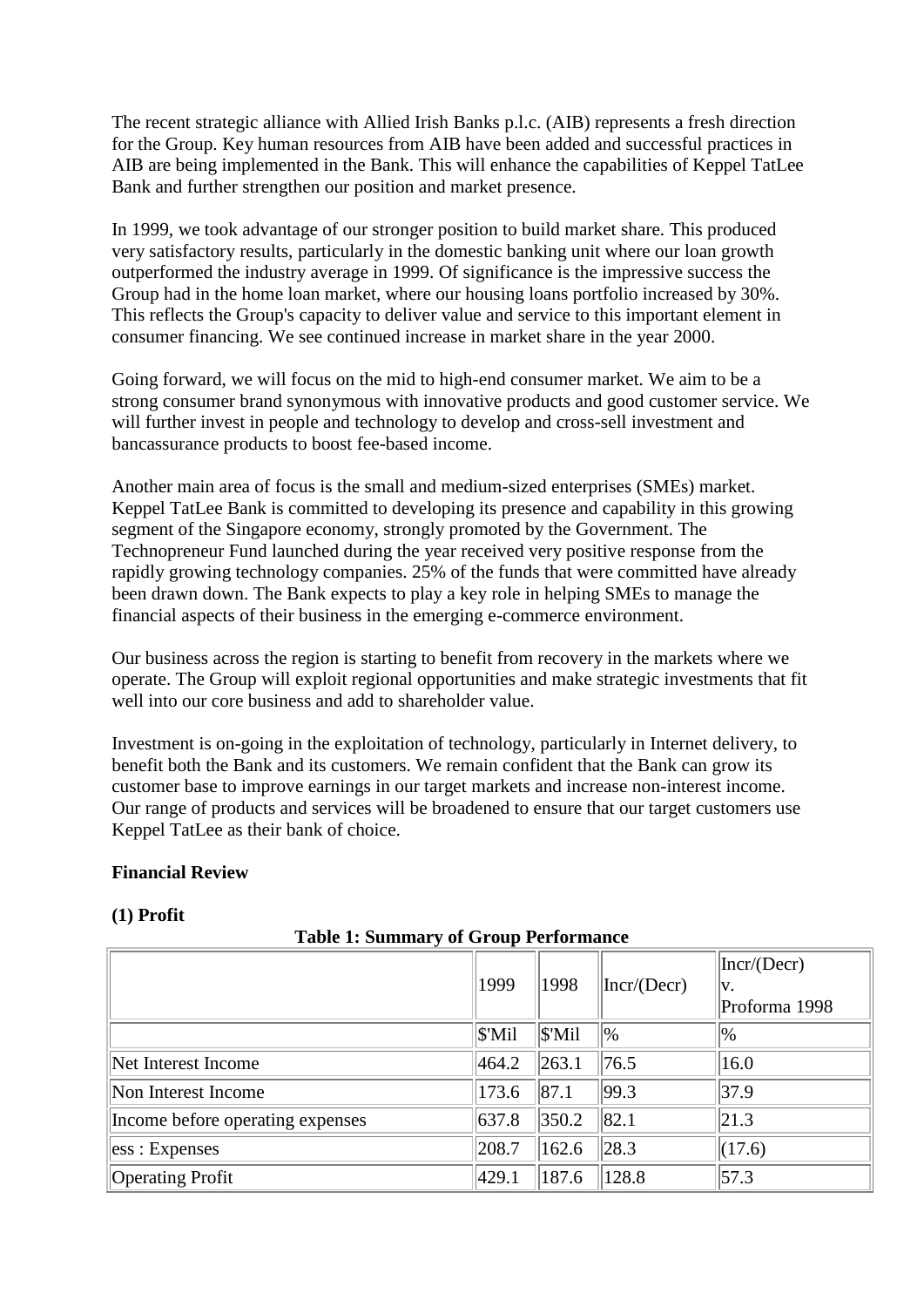The recent strategic alliance with Allied Irish Banks p.l.c. (AIB) represents a fresh direction for the Group. Key human resources from AIB have been added and successful practices in AIB are being implemented in the Bank. This will enhance the capabilities of Keppel TatLee Bank and further strengthen our position and market presence.

In 1999, we took advantage of our stronger position to build market share. This produced very satisfactory results, particularly in the domestic banking unit where our loan growth outperformed the industry average in 1999. Of significance is the impressive success the Group had in the home loan market, where our housing loans portfolio increased by 30%. This reflects the Group's capacity to deliver value and service to this important element in consumer financing. We see continued increase in market share in the year 2000.

Going forward, we will focus on the mid to high-end consumer market. We aim to be a strong consumer brand synonymous with innovative products and good customer service. We will further invest in people and technology to develop and cross-sell investment and bancassurance products to boost fee-based income.

Another main area of focus is the small and medium-sized enterprises (SMEs) market. Keppel TatLee Bank is committed to developing its presence and capability in this growing segment of the Singapore economy, strongly promoted by the Government. The Technopreneur Fund launched during the year received very positive response from the rapidly growing technology companies. 25% of the funds that were committed have already been drawn down. The Bank expects to play a key role in helping SMEs to manage the financial aspects of their business in the emerging e-commerce environment.

Our business across the region is starting to benefit from recovery in the markets where we operate. The Group will exploit regional opportunities and make strategic investments that fit well into our core business and add to shareholder value.

Investment is on-going in the exploitation of technology, particularly in Internet delivery, to benefit both the Bank and its customers. We remain confident that the Bank can grow its customer base to improve earnings in our target markets and increase non-interest income. Our range of products and services will be broadened to ensure that our target customers use Keppel TatLee as their bank of choice.

**Financial Review**

**(1) Profit**

**Table 1: Summary of Group Performance**

| | 1999 | 1998 | Incr/(Decr) | Incr/(Decr) v. Proforma 1998 |
|---|---|---|---|---|
| | $'Mil | $'Mil | % | % |
| Net Interest Income | 464.2 | 263.1 | 76.5 | 16.0 |
| Non Interest Income | 173.6 | 87.1 | 99.3 | 37.9 |
| Income before operating expenses | 637.8 | 350.2 | 82.1 | 21.3 |
| ess : Expenses | 208.7 | 162.6 | 28.3 | (17.6) |
| Operating Profit | 429.1 | 187.6 | 128.8 | 57.3 |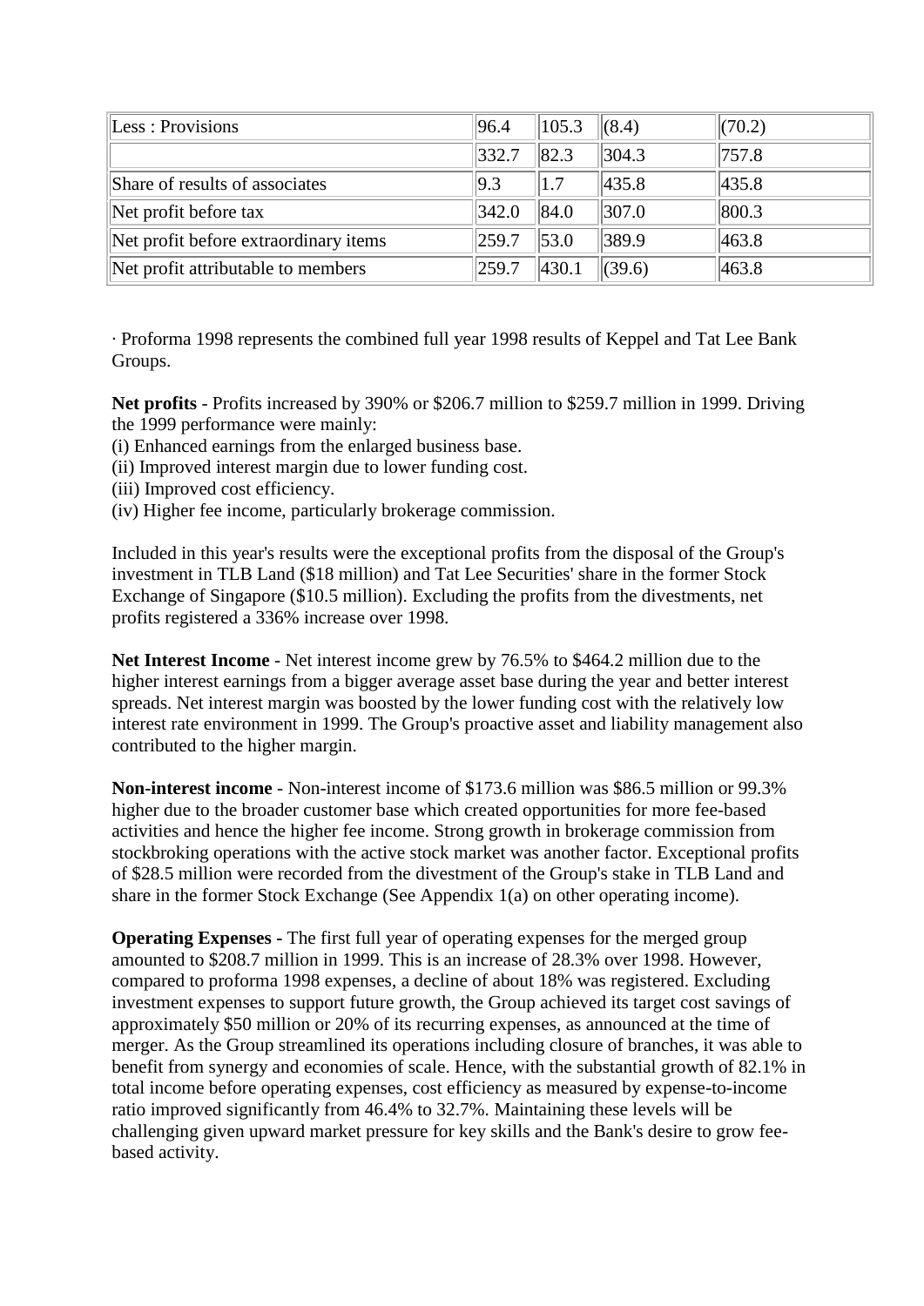| Less : Provisions | 96.4 | 105.3 | (8.4) | (70.2) |
| --- | --- | --- | --- | --- |
| | 332.7 | 82.3 | 304.3 | 757.8 |
| Share of results of associates | 9.3 | 1.7 | 435.8 | 435.8 |
| Net profit before tax | 342.0 | 84.0 | 307.0 | 800.3 |
| Net profit before extraordinary items | 259.7 | 53.0 | 389.9 | 463.8 |
| Net profit attributable to members | 259.7 | 430.1 | (39.6) | 463.8 |

· Proforma 1998 represents the combined full year 1998 results of Keppel and Tat Lee Bank Groups.

**Net profits** - Profits increased by 390% or $206.7 million to $259.7 million in 1999. Driving the 1999 performance were mainly:
(i) Enhanced earnings from the enlarged business base.
(ii) Improved interest margin due to lower funding cost.
(iii) Improved cost efficiency.
(iv) Higher fee income, particularly brokerage commission.

Included in this year's results were the exceptional profits from the disposal of the Group's investment in TLB Land ($18 million) and Tat Lee Securities' share in the former Stock Exchange of Singapore ($10.5 million). Excluding the profits from the divestments, net profits registered a 336% increase over 1998.

**Net Interest Income** - Net interest income grew by 76.5% to $464.2 million due to the higher interest earnings from a bigger average asset base during the year and better interest spreads. Net interest margin was boosted by the lower funding cost with the relatively low interest rate environment in 1999. The Group's proactive asset and liability management also contributed to the higher margin.

**Non-interest income** - Non-interest income of $173.6 million was $86.5 million or 99.3% higher due to the broader customer base which created opportunities for more fee-based activities and hence the higher fee income. Strong growth in brokerage commission from stockbroking operations with the active stock market was another factor. Exceptional profits of $28.5 million were recorded from the divestment of the Group's stake in TLB Land and share in the former Stock Exchange (See Appendix 1(a) on other operating income).

**Operating Expenses -** The first full year of operating expenses for the merged group amounted to $208.7 million in 1999. This is an increase of 28.3% over 1998. However, compared to proforma 1998 expenses, a decline of about 18% was registered. Excluding investment expenses to support future growth, the Group achieved its target cost savings of approximately $50 million or 20% of its recurring expenses, as announced at the time of merger. As the Group streamlined its operations including closure of branches, it was able to benefit from synergy and economies of scale. Hence, with the substantial growth of 82.1% in total income before operating expenses, cost efficiency as measured by expense-to-income ratio improved significantly from 46.4% to 32.7%. Maintaining these levels will be challenging given upward market pressure for key skills and the Bank's desire to grow fee-based activity.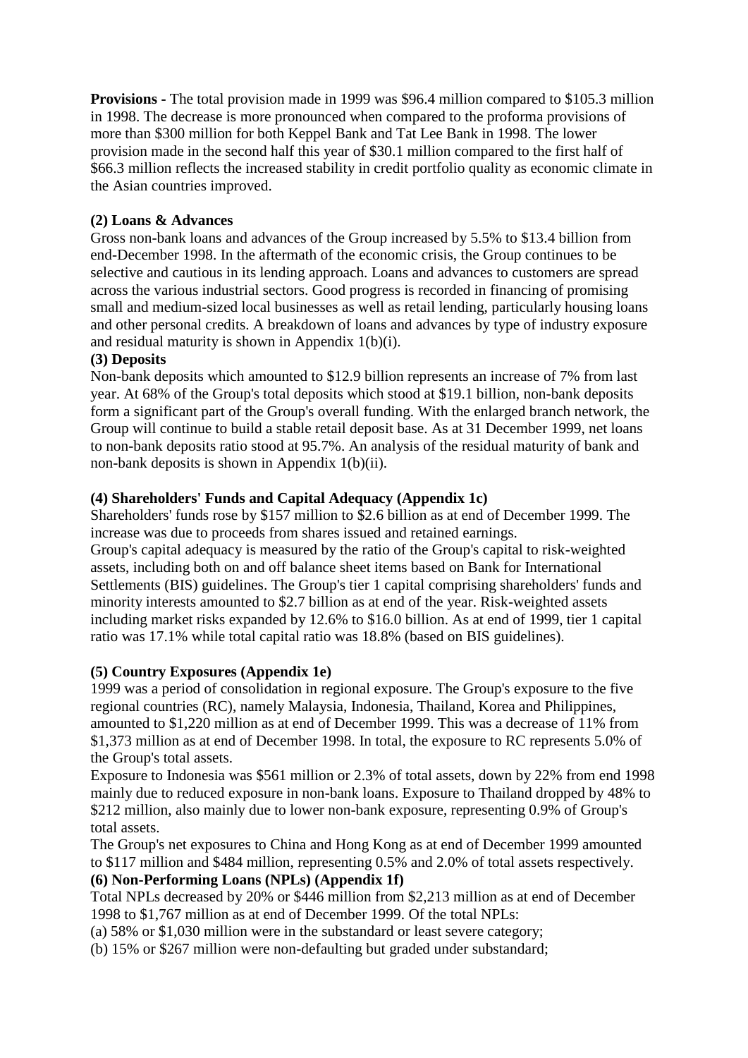**Provisions -** The total provision made in 1999 was $96.4 million compared to $105.3 million in 1998. The decrease is more pronounced when compared to the proforma provisions of more than $300 million for both Keppel Bank and Tat Lee Bank in 1998. The lower provision made in the second half this year of $30.1 million compared to the first half of $66.3 million reflects the increased stability in credit portfolio quality as economic climate in the Asian countries improved.

**(2) Loans & Advances**

Gross non-bank loans and advances of the Group increased by 5.5% to $13.4 billion from end-December 1998. In the aftermath of the economic crisis, the Group continues to be selective and cautious in its lending approach. Loans and advances to customers are spread across the various industrial sectors. Good progress is recorded in financing of promising small and medium-sized local businesses as well as retail lending, particularly housing loans and other personal credits. A breakdown of loans and advances by type of industry exposure and residual maturity is shown in Appendix 1(b)(i).

**(3) Deposits**

Non-bank deposits which amounted to $12.9 billion represents an increase of 7% from last year. At 68% of the Group's total deposits which stood at $19.1 billion, non-bank deposits form a significant part of the Group's overall funding. With the enlarged branch network, the Group will continue to build a stable retail deposit base. As at 31 December 1999, net loans to non-bank deposits ratio stood at 95.7%. An analysis of the residual maturity of bank and non-bank deposits is shown in Appendix 1(b)(ii).

**(4) Shareholders' Funds and Capital Adequacy (Appendix 1c)**

Shareholders' funds rose by $157 million to $2.6 billion as at end of December 1999. The increase was due to proceeds from shares issued and retained earnings.

Group's capital adequacy is measured by the ratio of the Group's capital to risk-weighted assets, including both on and off balance sheet items based on Bank for International Settlements (BIS) guidelines. The Group's tier 1 capital comprising shareholders' funds and minority interests amounted to $2.7 billion as at end of the year. Risk-weighted assets including market risks expanded by 12.6% to $16.0 billion. As at end of 1999, tier 1 capital ratio was 17.1% while total capital ratio was 18.8% (based on BIS guidelines).

**(5) Country Exposures (Appendix 1e)**

1999 was a period of consolidation in regional exposure. The Group's exposure to the five regional countries (RC), namely Malaysia, Indonesia, Thailand, Korea and Philippines, amounted to $1,220 million as at end of December 1999. This was a decrease of 11% from $1,373 million as at end of December 1998. In total, the exposure to RC represents 5.0% of the Group's total assets.

Exposure to Indonesia was $561 million or 2.3% of total assets, down by 22% from end 1998 mainly due to reduced exposure in non-bank loans. Exposure to Thailand dropped by 48% to $212 million, also mainly due to lower non-bank exposure, representing 0.9% of Group's total assets.

The Group's net exposures to China and Hong Kong as at end of December 1999 amounted to $117 million and $484 million, representing 0.5% and 2.0% of total assets respectively.

**(6) Non-Performing Loans (NPLs) (Appendix 1f)**

Total NPLs decreased by 20% or $446 million from $2,213 million as at end of December 1998 to $1,767 million as at end of December 1999. Of the total NPLs:

(a) 58% or $1,030 million were in the substandard or least severe category;

(b) 15% or $267 million were non-defaulting but graded under substandard;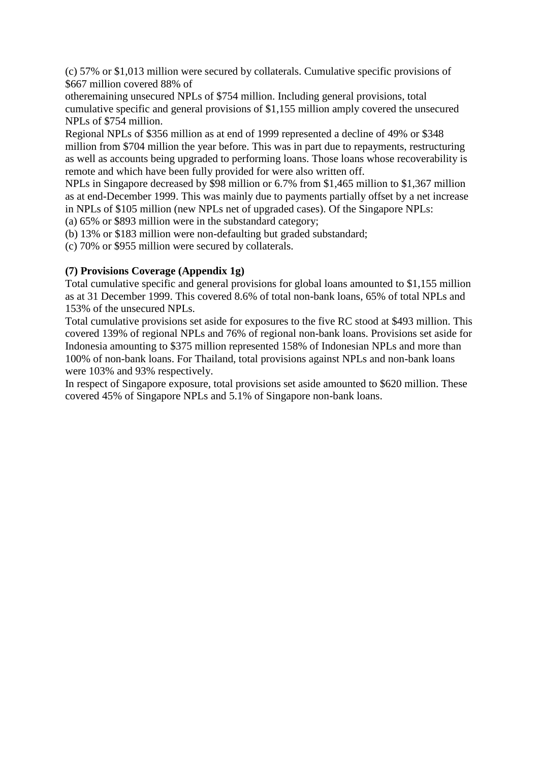(c) 57% or $1,013 million were secured by collaterals. Cumulative specific provisions of $667 million covered 88% of

otheremaining unsecured NPLs of $754 million. Including general provisions, total cumulative specific and general provisions of $1,155 million amply covered the unsecured NPLs of $754 million.

Regional NPLs of $356 million as at end of 1999 represented a decline of 49% or $348 million from $704 million the year before. This was in part due to repayments, restructuring as well as accounts being upgraded to performing loans. Those loans whose recoverability is remote and which have been fully provided for were also written off.

NPLs in Singapore decreased by $98 million or 6.7% from $1,465 million to $1,367 million as at end-December 1999. This was mainly due to payments partially offset by a net increase in NPLs of $105 million (new NPLs net of upgraded cases). Of the Singapore NPLs:

(a) 65% or $893 million were in the substandard category;

(b) 13% or $183 million were non-defaulting but graded substandard;

(c) 70% or $955 million were secured by collaterals.

**(7) Provisions Coverage (Appendix 1g)**

Total cumulative specific and general provisions for global loans amounted to $1,155 million as at 31 December 1999. This covered 8.6% of total non-bank loans, 65% of total NPLs and 153% of the unsecured NPLs.

Total cumulative provisions set aside for exposures to the five RC stood at $493 million. This covered 139% of regional NPLs and 76% of regional non-bank loans. Provisions set aside for Indonesia amounting to $375 million represented 158% of Indonesian NPLs and more than 100% of non-bank loans. For Thailand, total provisions against NPLs and non-bank loans were 103% and 93% respectively.

In respect of Singapore exposure, total provisions set aside amounted to $620 million. These covered 45% of Singapore NPLs and 5.1% of Singapore non-bank loans.